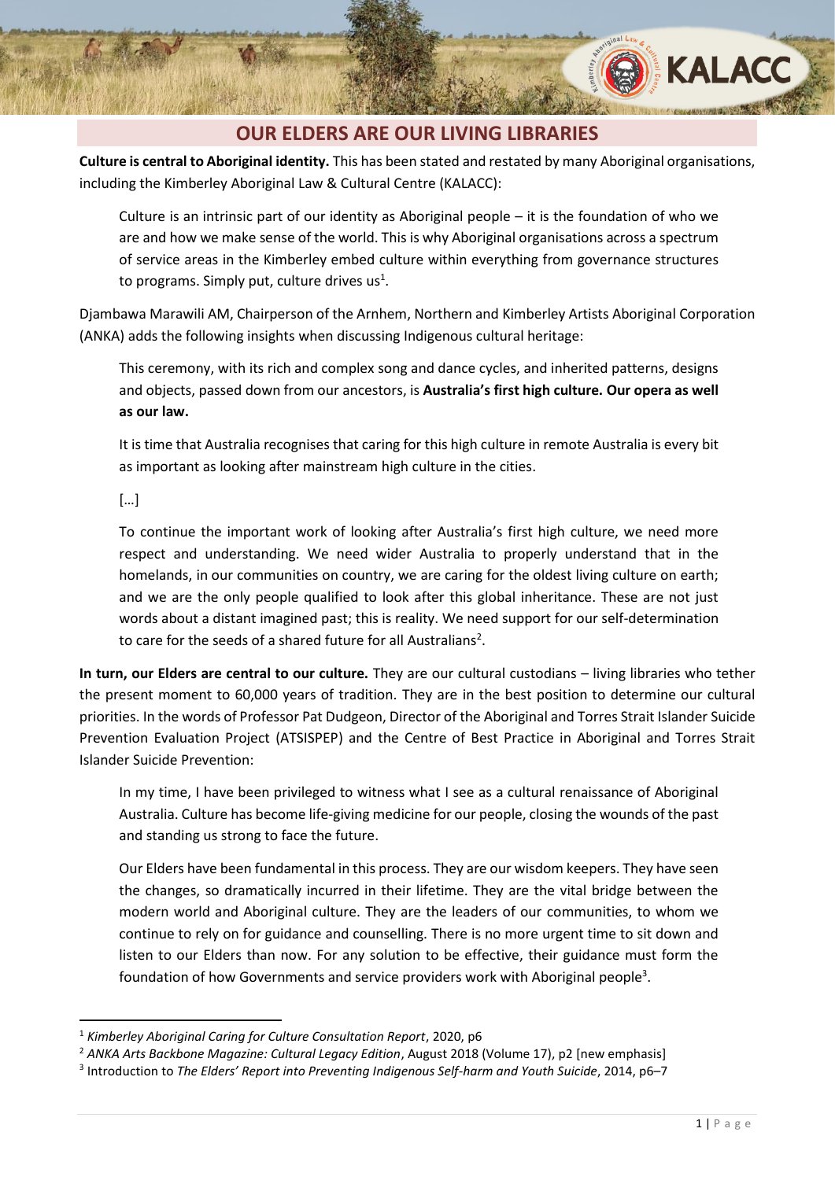# OUR ELDERS ARE OUR LIVING LIBRARIES

**Culture is central to Aboriginal identity.** This has been stated and restated by many Aboriginal organisations, including the Kimberley Aboriginal Law & Cultural Centre (KALACC):

> Culture is an intrinsic part of our identity as Aboriginal people – it is the foundation of who we are and how we make sense of the world. This is why Aboriginal organisations across a spectrum of service areas in the Kimberley embed culture within everything from governance structures to programs. Simply put, culture drives us[1].

Djambawa Marawili AM, Chairperson of the Arnhem, Northern and Kimberley Artists Aboriginal Corporation (ANKA) adds the following insights when discussing Indigenous cultural heritage:

> This ceremony, with its rich and complex song and dance cycles, and inherited patterns, designs and objects, passed down from our ancestors, is **Australia's first high culture. Our opera as well as our law.**
>
> It is time that Australia recognises that caring for this high culture in remote Australia is every bit as important as looking after mainstream high culture in the cities.
>
> […]
>
> To continue the important work of looking after Australia's first high culture, we need more respect and understanding. We need wider Australia to properly understand that in the homelands, in our communities on country, we are caring for the oldest living culture on earth; and we are the only people qualified to look after this global inheritance. These are not just words about a distant imagined past; this is reality. We need support for our self-determination to care for the seeds of a shared future for all Australians[2].

**In turn, our Elders are central to our culture.** They are our cultural custodians – living libraries who tether the present moment to 60,000 years of tradition. They are in the best position to determine our cultural priorities. In the words of Professor Pat Dudgeon, Director of the Aboriginal and Torres Strait Islander Suicide Prevention Evaluation Project (ATSISPEP) and the Centre of Best Practice in Aboriginal and Torres Strait Islander Suicide Prevention:

> In my time, I have been privileged to witness what I see as a cultural renaissance of Aboriginal Australia. Culture has become life-giving medicine for our people, closing the wounds of the past and standing us strong to face the future.
>
> Our Elders have been fundamental in this process. They are our wisdom keepers. They have seen the changes, so dramatically incurred in their lifetime. They are the vital bridge between the modern world and Aboriginal culture. They are the leaders of our communities, to whom we continue to rely on for guidance and counselling. There is no more urgent time to sit down and listen to our Elders than now. For any solution to be effective, their guidance must form the foundation of how Governments and service providers work with Aboriginal people[3].

---

[1] *Kimberley Aboriginal Caring for Culture Consultation Report*, 2020, p6

[2] *ANKA Arts Backbone Magazine: Cultural Legacy Edition*, August 2018 (Volume 17), p2 [new emphasis]

[3] Introduction to *The Elders' Report into Preventing Indigenous Self-harm and Youth Suicide*, 2014, p6–7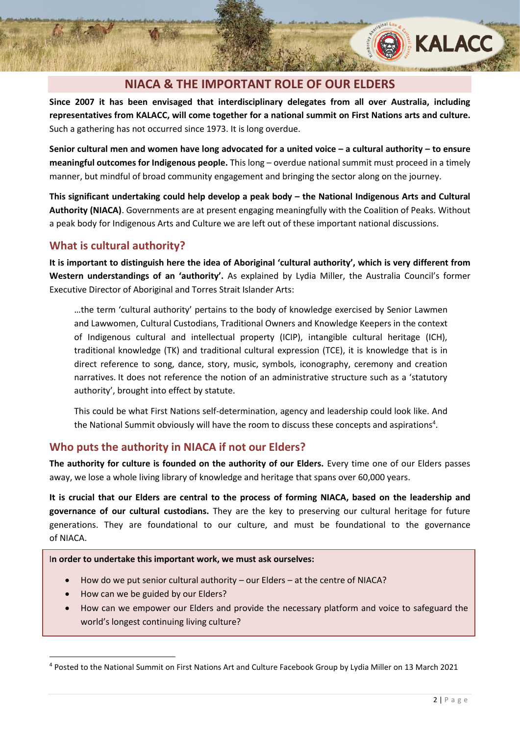## NIACA & THE IMPORTANT ROLE OF OUR ELDERS

**Since 2007 it has been envisaged that interdisciplinary delegates from all over Australia, including representatives from KALACC, will come together for a national summit on First Nations arts and culture.** Such a gathering has not occurred since 1973. It is long overdue.

**Senior cultural men and women have long advocated for a united voice – a cultural authority – to ensure meaningful outcomes for Indigenous people.** This long – overdue national summit must proceed in a timely manner, but mindful of broad community engagement and bringing the sector along on the journey.

**This significant undertaking could help develop a peak body – the National Indigenous Arts and Cultural Authority (NIACA)**. Governments are at present engaging meaningfully with the Coalition of Peaks. Without a peak body for Indigenous Arts and Culture we are left out of these important national discussions.

### What is cultural authority?

**It is important to distinguish here the idea of Aboriginal 'cultural authority', which is very different from Western understandings of an 'authority'.** As explained by Lydia Miller, the Australia Council's former Executive Director of Aboriginal and Torres Strait Islander Arts:

> …the term 'cultural authority' pertains to the body of knowledge exercised by Senior Lawmen and Lawwomen, Cultural Custodians, Traditional Owners and Knowledge Keepers in the context of Indigenous cultural and intellectual property (ICIP), intangible cultural heritage (ICH), traditional knowledge (TK) and traditional cultural expression (TCE), it is knowledge that is in direct reference to song, dance, story, music, symbols, iconography, ceremony and creation narratives. It does not reference the notion of an administrative structure such as a 'statutory authority', brought into effect by statute.
>
> This could be what First Nations self-determination, agency and leadership could look like. And the National Summit obviously will have the room to discuss these concepts and aspirations[4].

### Who puts the authority in NIACA if not our Elders?

**The authority for culture is founded on the authority of our Elders.** Every time one of our Elders passes away, we lose a whole living library of knowledge and heritage that spans over 60,000 years.

**It is crucial that our Elders are central to the process of forming NIACA, based on the leadership and governance of our cultural custodians.** They are the key to preserving our cultural heritage for future generations. They are foundational to our culture, and must be foundational to the governance of NIACA.

**In order to undertake this important work, we must ask ourselves:**

- How do we put senior cultural authority – our Elders – at the centre of NIACA?
- How can we be guided by our Elders?
- How can we empower our Elders and provide the necessary platform and voice to safeguard the world's longest continuing living culture?

---

[4] Posted to the National Summit on First Nations Art and Culture Facebook Group by Lydia Miller on 13 March 2021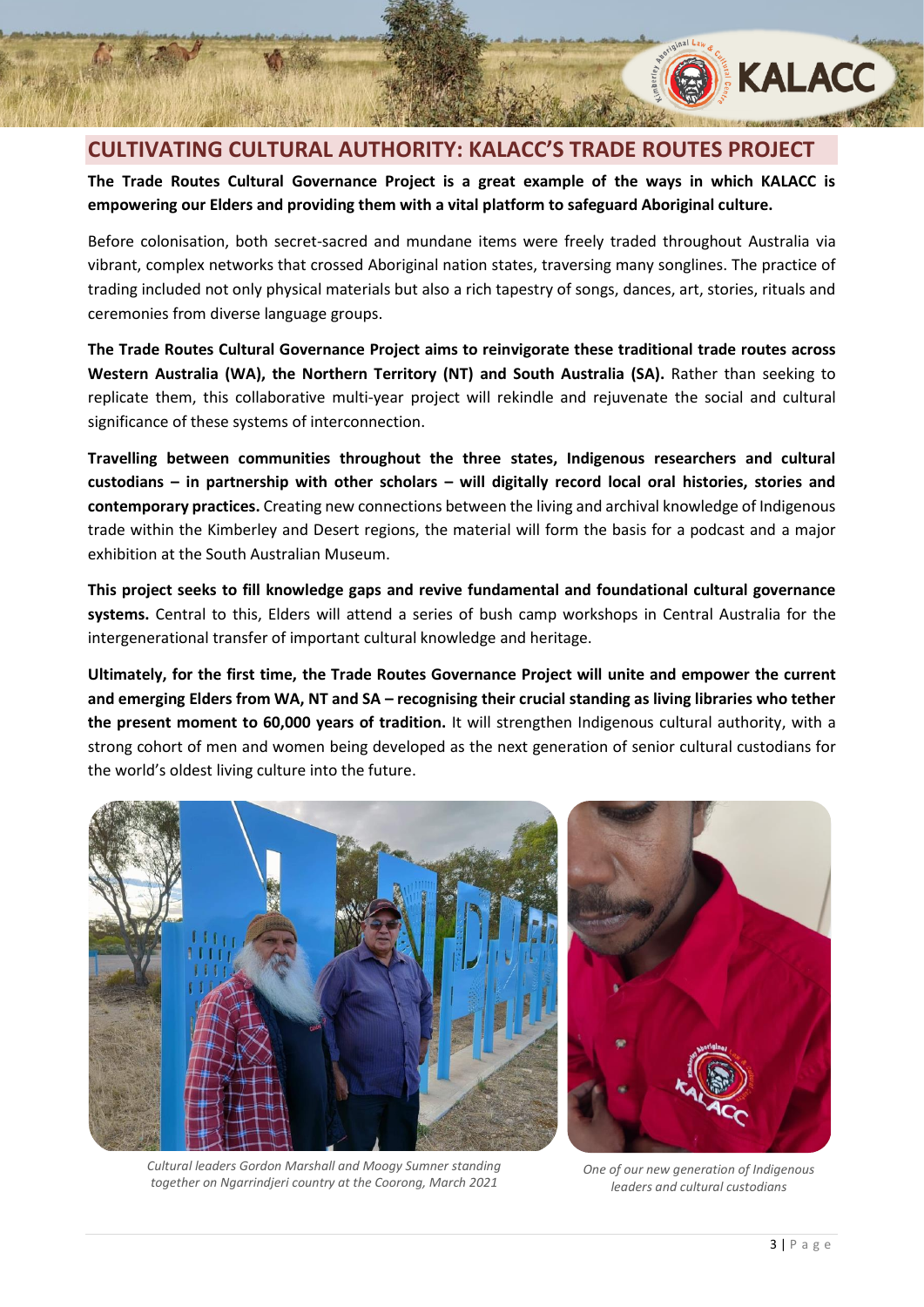## CULTIVATING CULTURAL AUTHORITY: KALACC'S TRADE ROUTES PROJECT

**The Trade Routes Cultural Governance Project is a great example of the ways in which KALACC is empowering our Elders and providing them with a vital platform to safeguard Aboriginal culture.**

Before colonisation, both secret-sacred and mundane items were freely traded throughout Australia via vibrant, complex networks that crossed Aboriginal nation states, traversing many songlines. The practice of trading included not only physical materials but also a rich tapestry of songs, dances, art, stories, rituals and ceremonies from diverse language groups.

**The Trade Routes Cultural Governance Project aims to reinvigorate these traditional trade routes across Western Australia (WA), the Northern Territory (NT) and South Australia (SA).** Rather than seeking to replicate them, this collaborative multi-year project will rekindle and rejuvenate the social and cultural significance of these systems of interconnection.

**Travelling between communities throughout the three states, Indigenous researchers and cultural custodians – in partnership with other scholars – will digitally record local oral histories, stories and contemporary practices.** Creating new connections between the living and archival knowledge of Indigenous trade within the Kimberley and Desert regions, the material will form the basis for a podcast and a major exhibition at the South Australian Museum.

**This project seeks to fill knowledge gaps and revive fundamental and foundational cultural governance systems.** Central to this, Elders will attend a series of bush camp workshops in Central Australia for the intergenerational transfer of important cultural knowledge and heritage.

**Ultimately, for the first time, the Trade Routes Governance Project will unite and empower the current and emerging Elders from WA, NT and SA – recognising their crucial standing as living libraries who tether the present moment to 60,000 years of tradition.** It will strengthen Indigenous cultural authority, with a strong cohort of men and women being developed as the next generation of senior cultural custodians for the world's oldest living culture into the future.

*Cultural leaders Gordon Marshall and Moogy Sumner standing together on Ngarrindjeri country at the Coorong, March 2021*

*One of our new generation of Indigenous leaders and cultural custodians*